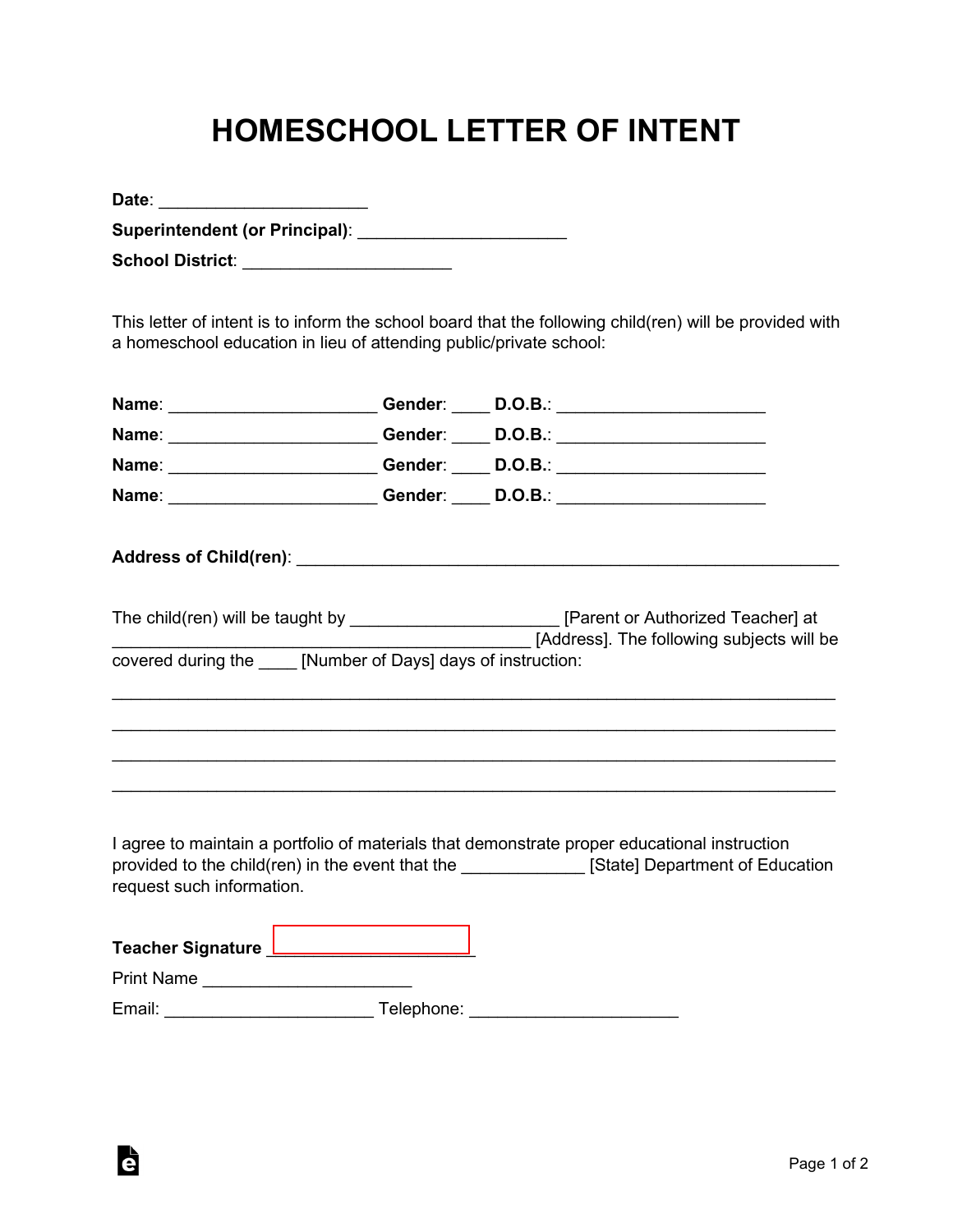# HOMESCHOOL LETTER OF INTENT

**Date**: ______________________
**Superintendent (or Principal)**: ______________________
**School District**: ______________________

This letter of intent is to inform the school board that the following child(ren) will be provided with a homeschool education in lieu of attending public/private school:

**Name**: ______________________ **Gender**: ____ **D.O.B.**: ______________________
**Name**: ______________________ **Gender**: ____ **D.O.B.**: ______________________
**Name**: ______________________ **Gender**: ____ **D.O.B.**: ______________________
**Name**: ______________________ **Gender**: ____ **D.O.B.**: ______________________

**Address of Child(ren)**: ____________________________________________________________

The child(ren) will be taught by ______________________ [Parent or Authorized Teacher] at ____________________________________________ [Address]. The following subjects will be covered during the ____ [Number of Days] days of instruction:

______________________________________________________________________________
______________________________________________________________________________
______________________________________________________________________________
______________________________________________________________________________

I agree to maintain a portfolio of materials that demonstrate proper educational instruction provided to the child(ren) in the event that the _____________ [State] Department of Education request such information.

**Teacher Signature** ______________________
Print Name ______________________
Email: ______________________ Telephone: ______________________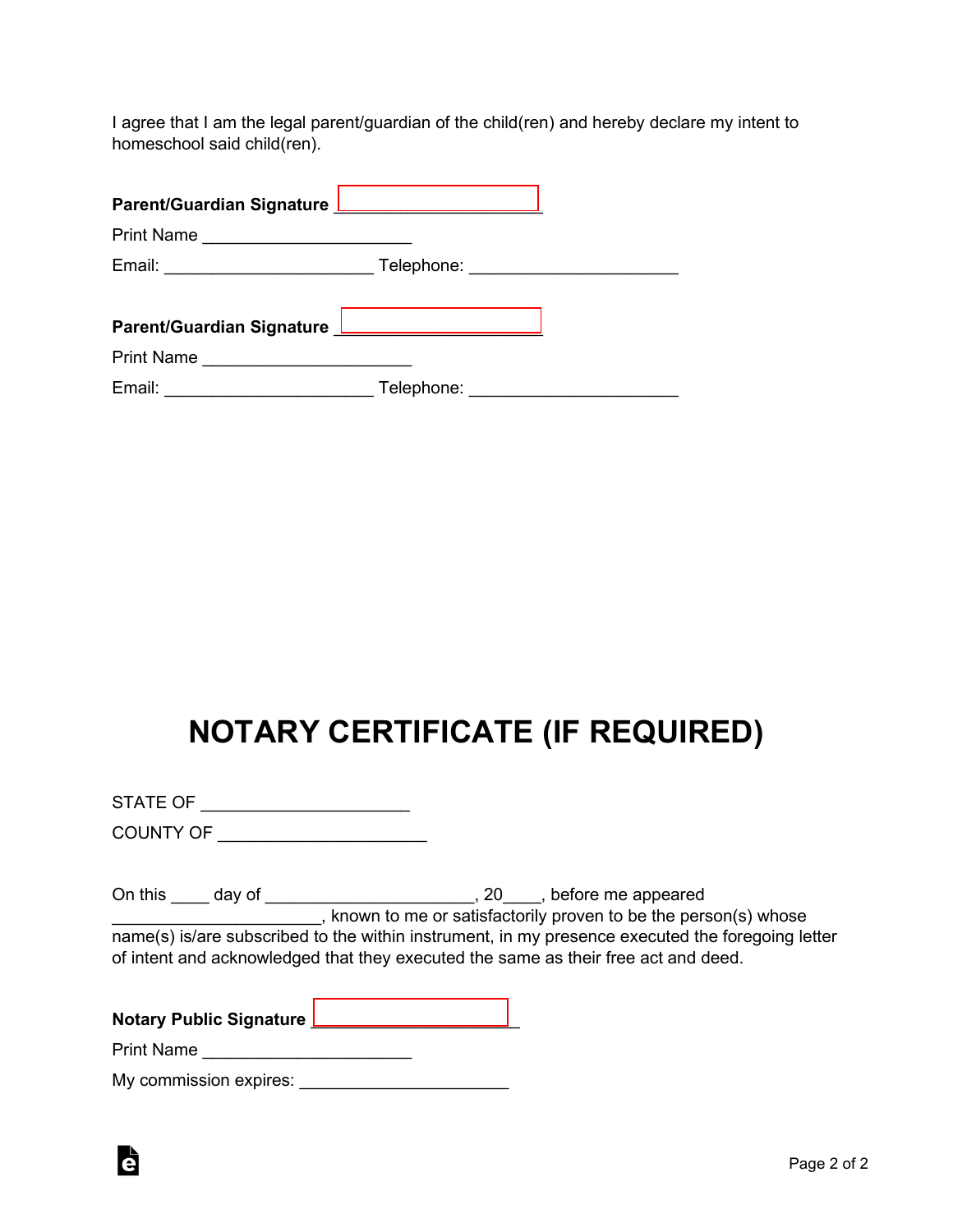I agree that I am the legal parent/guardian of the child(ren) and hereby declare my intent to homeschool said child(ren).

**Parent/Guardian Signature** ______________________

Print Name ______________________

Email: ______________________ Telephone: ______________________

**Parent/Guardian Signature** ______________________

Print Name ______________________

Email: ______________________ Telephone: ______________________

# NOTARY CERTIFICATE (IF REQUIRED)

STATE OF ______________________

COUNTY OF ______________________

On this ____ day of ______________________, 20____, before me appeared ______________________, known to me or satisfactorily proven to be the person(s) whose name(s) is/are subscribed to the within instrument, in my presence executed the foregoing letter of intent and acknowledged that they executed the same as their free act and deed.

**Notary Public Signature** ______________________

Print Name ______________________

My commission expires: ______________________